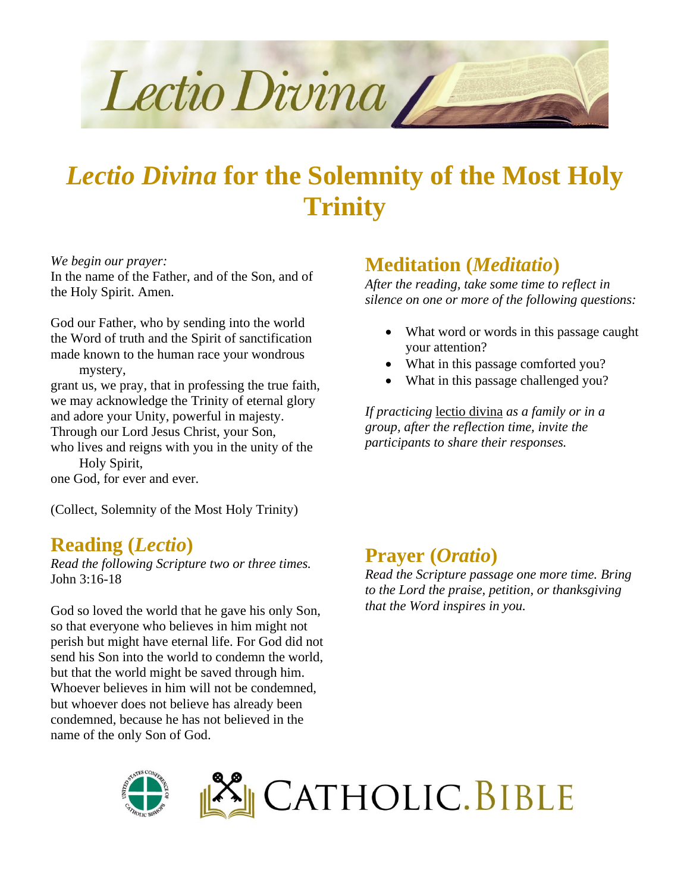# *Lectio Divina* for the Solemnity of the Most Holy Trinity

*We begin our prayer:*
In the name of the Father, and of the Son, and of the Holy Spirit. Amen.

God our Father, who by sending into the world
the Word of truth and the Spirit of sanctification
made known to the human race your wondrous mystery,
grant us, we pray, that in professing the true faith,
we may acknowledge the Trinity of eternal glory
and adore your Unity, powerful in majesty.
Through our Lord Jesus Christ, your Son,
who lives and reigns with you in the unity of the Holy Spirit,
one God, for ever and ever.

(Collect, Solemnity of the Most Holy Trinity)

## Reading (*Lectio*)

*Read the following Scripture two or three times.*
John 3:16-18

God so loved the world that he gave his only Son, so that everyone who believes in him might not perish but might have eternal life. For God did not send his Son into the world to condemn the world, but that the world might be saved through him. Whoever believes in him will not be condemned, but whoever does not believe has already been condemned, because he has not believed in the name of the only Son of God.

## Meditation (*Meditatio*)

*After the reading, take some time to reflect in silence on one or more of the following questions:*

- What word or words in this passage caught your attention?
- What in this passage comforted you?
- What in this passage challenged you?

*If practicing* lectio divina *as a family or in a group, after the reflection time, invite the participants to share their responses.*

## Prayer (*Oratio*)

*Read the Scripture passage one more time. Bring to the Lord the praise, petition, or thanksgiving that the Word inspires in you.*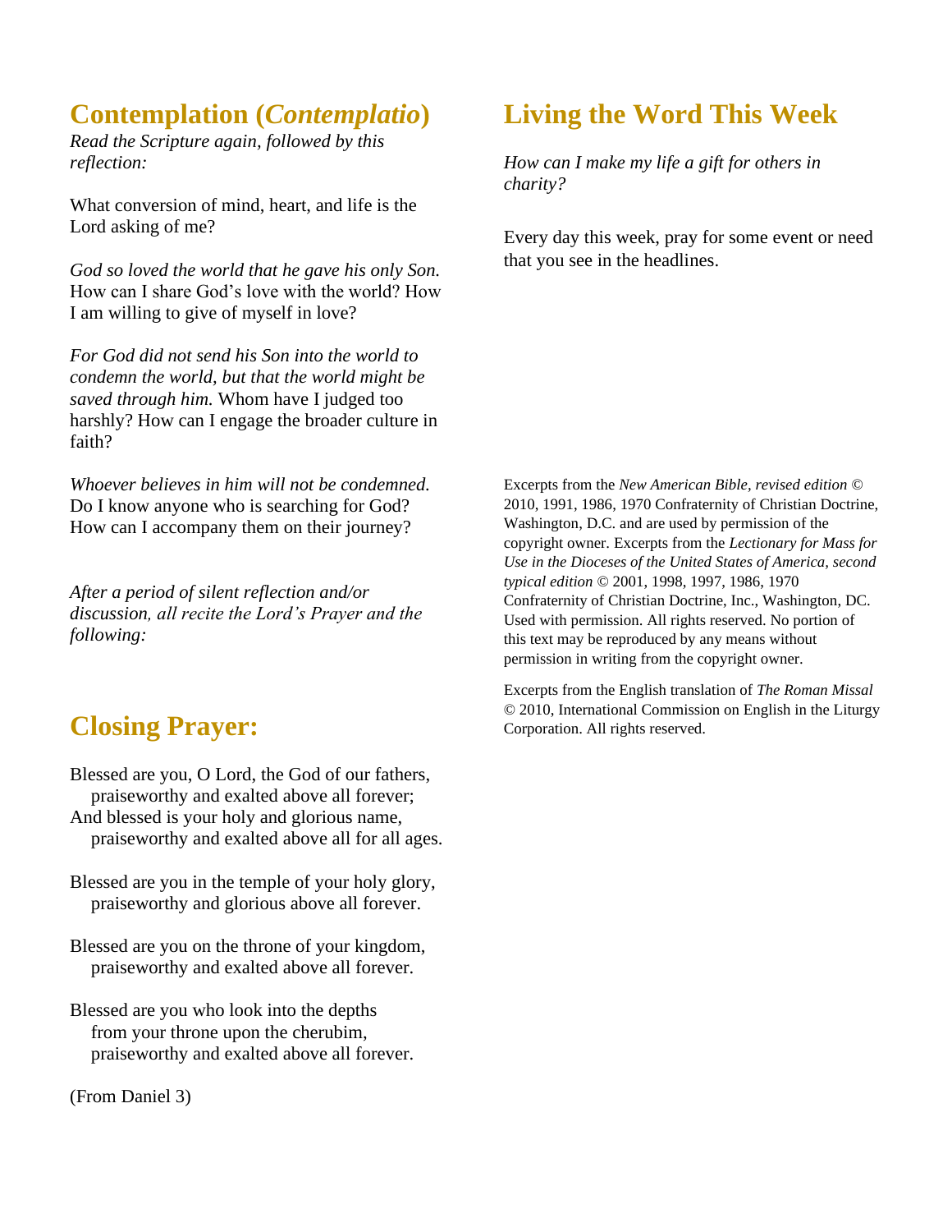## Contemplation (*Contemplatio*)

*Read the Scripture again, followed by this reflection:*

What conversion of mind, heart, and life is the Lord asking of me?

*God so loved the world that he gave his only Son.* How can I share God's love with the world? How I am willing to give of myself in love?

*For God did not send his Son into the world to condemn the world, but that the world might be saved through him.* Whom have I judged too harshly? How can I engage the broader culture in faith?

*Whoever believes in him will not be condemned.* Do I know anyone who is searching for God? How can I accompany them on their journey?

*After a period of silent reflection and/or discussion, all recite the Lord's Prayer and the following:*

## Closing Prayer:

Blessed are you, O Lord, the God of our fathers,
praiseworthy and exalted above all forever;
And blessed is your holy and glorious name,
praiseworthy and exalted above all for all ages.

Blessed are you in the temple of your holy glory,
praiseworthy and glorious above all forever.

Blessed are you on the throne of your kingdom,
praiseworthy and exalted above all forever.

Blessed are you who look into the depths
from your throne upon the cherubim,
praiseworthy and exalted above all forever.

(From Daniel 3)

## Living the Word This Week

*How can I make my life a gift for others in charity?*

Every day this week, pray for some event or need that you see in the headlines.

Excerpts from the *New American Bible, revised edition* © 2010, 1991, 1986, 1970 Confraternity of Christian Doctrine, Washington, D.C. and are used by permission of the copyright owner. Excerpts from the *Lectionary for Mass for Use in the Dioceses of the United States of America, second typical edition* © 2001, 1998, 1997, 1986, 1970 Confraternity of Christian Doctrine, Inc., Washington, DC. Used with permission. All rights reserved. No portion of this text may be reproduced by any means without permission in writing from the copyright owner.

Excerpts from the English translation of *The Roman Missal* © 2010, International Commission on English in the Liturgy Corporation. All rights reserved.